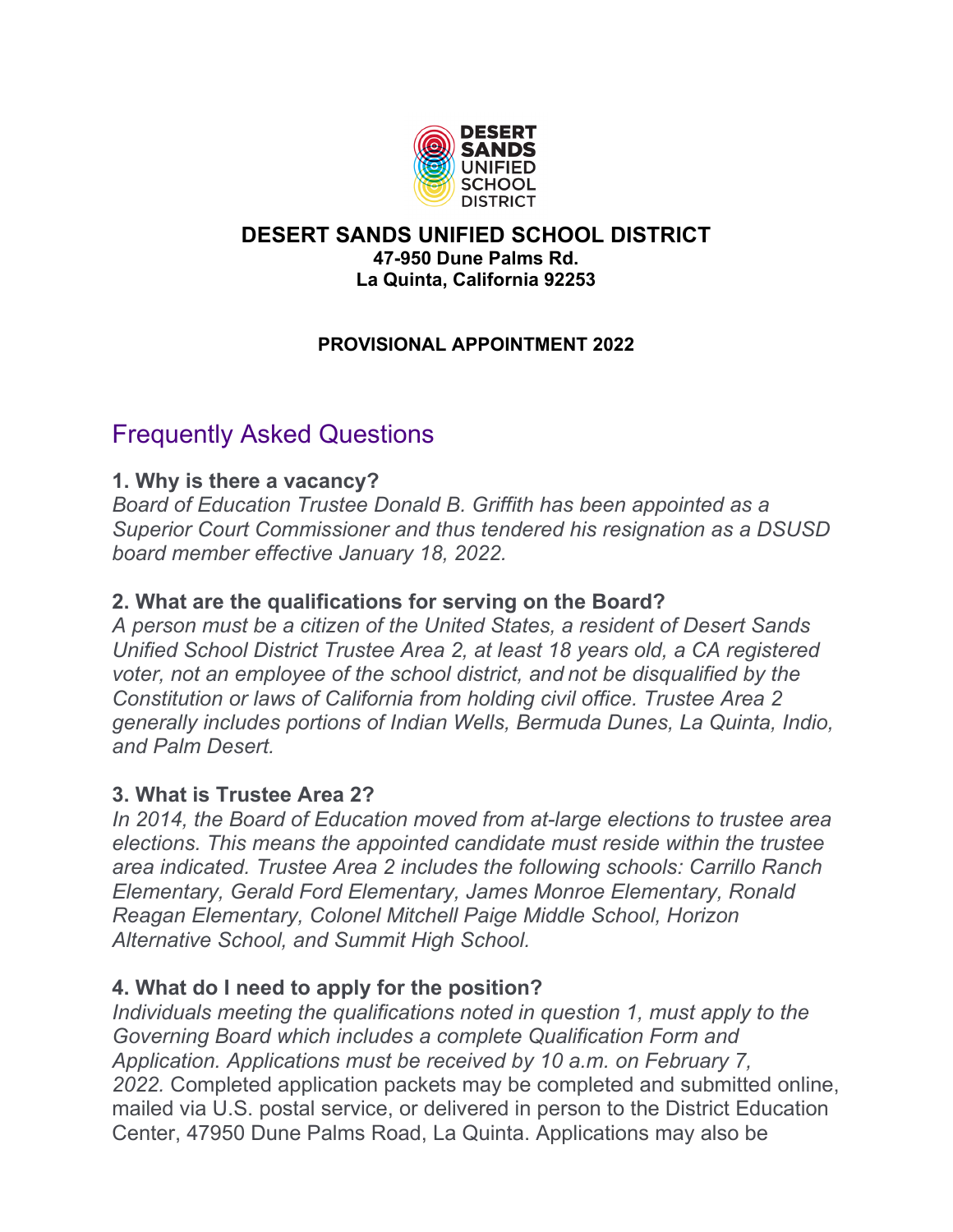# DESERT SANDS UNIFIED SCHOOL DISTRICT

**47-950 Dune Palms Rd.**
**La Quinta, California 92253**

**PROVISIONAL APPOINTMENT 2022**

## Frequently Asked Questions

### 1. Why is there a vacancy?

*Board of Education Trustee Donald B. Griffith has been appointed as a Superior Court Commissioner and thus tendered his resignation as a DSUSD board member effective January 18, 2022.*

### 2. What are the qualifications for serving on the Board?

*A person must be a citizen of the United States, a resident of Desert Sands Unified School District Trustee Area 2, at least 18 years old, a CA registered voter, not an employee of the school district, and not be disqualified by the Constitution or laws of California from holding civil office. Trustee Area 2 generally includes portions of Indian Wells, Bermuda Dunes, La Quinta, Indio, and Palm Desert.*

### 3. What is Trustee Area 2?

*In 2014, the Board of Education moved from at-large elections to trustee area elections. This means the appointed candidate must reside within the trustee area indicated. Trustee Area 2 includes the following schools: Carrillo Ranch Elementary, Gerald Ford Elementary, James Monroe Elementary, Ronald Reagan Elementary, Colonel Mitchell Paige Middle School, Horizon Alternative School, and Summit High School.*

### 4. What do I need to apply for the position?

*Individuals meeting the qualifications noted in question 1, must apply to the Governing Board which includes a complete Qualification Form and Application. Applications must be received by 10 a.m. on February 7, 2022.* Completed application packets may be completed and submitted online, mailed via U.S. postal service, or delivered in person to the District Education Center, 47950 Dune Palms Road, La Quinta. Applications may also be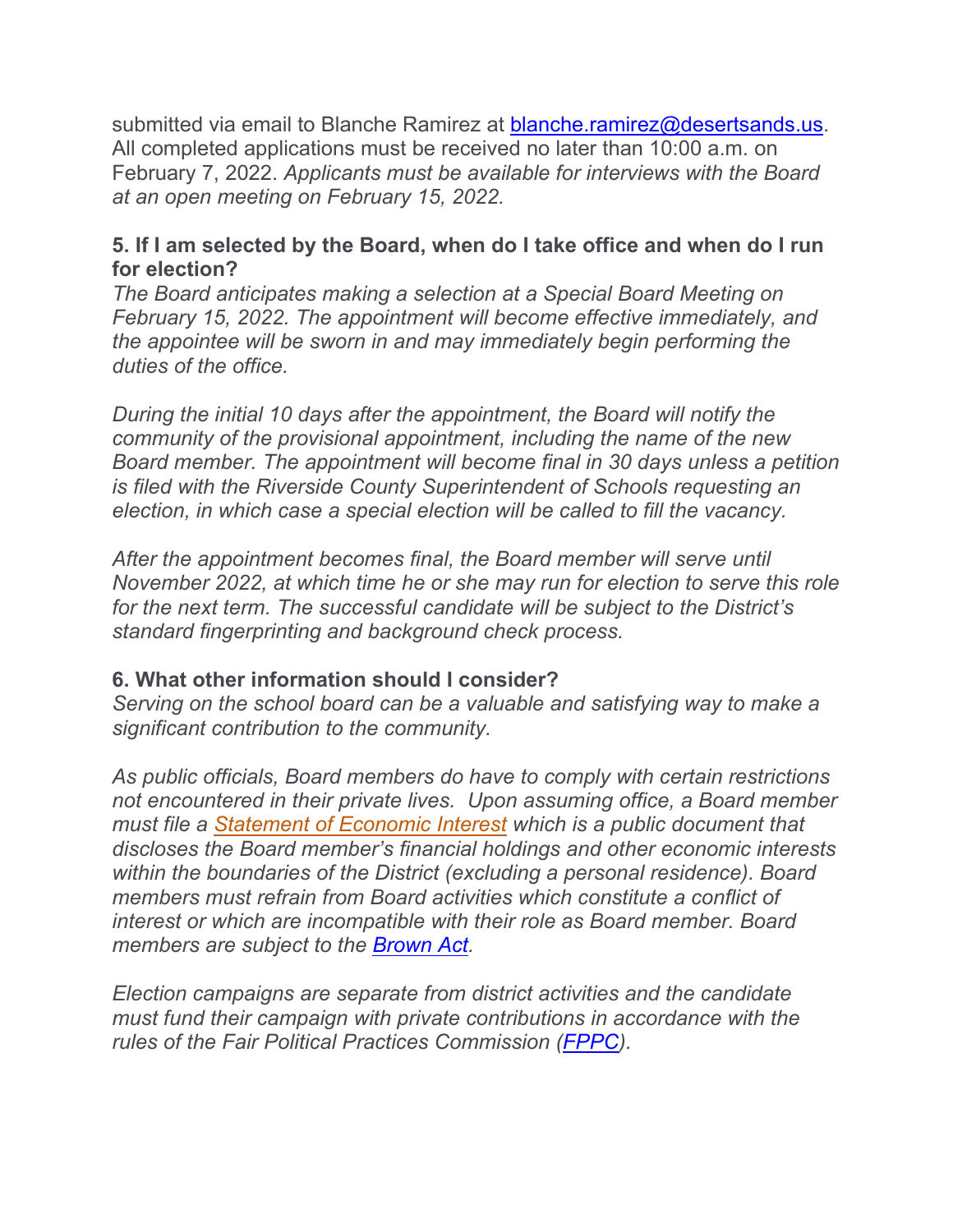submitted via email to Blanche Ramirez at [blanche.ramirez@desertsands.us](mailto:blanche.ramirez@desertsands.us). All completed applications must be received no later than 10:00 a.m. on February 7, 2022. *Applicants must be available for interviews with the Board at an open meeting on February 15, 2022.*

**5. If I am selected by the Board, when do I take office and when do I run for election?**

*The Board anticipates making a selection at a Special Board Meeting on February 15, 2022. The appointment will become effective immediately, and the appointee will be sworn in and may immediately begin performing the duties of the office.*

*During the initial 10 days after the appointment, the Board will notify the community of the provisional appointment, including the name of the new Board member. The appointment will become final in 30 days unless a petition is filed with the Riverside County Superintendent of Schools requesting an election, in which case a special election will be called to fill the vacancy.*

*After the appointment becomes final, the Board member will serve until November 2022, at which time he or she may run for election to serve this role for the next term. The successful candidate will be subject to the District's standard fingerprinting and background check process.*

**6. What other information should I consider?**

*Serving on the school board can be a valuable and satisfying way to make a significant contribution to the community.*

*As public officials, Board members do have to comply with certain restrictions not encountered in their private lives. Upon assuming office, a Board member must file a Statement of Economic Interest which is a public document that discloses the Board member's financial holdings and other economic interests within the boundaries of the District (excluding a personal residence). Board members must refrain from Board activities which constitute a conflict of interest or which are incompatible with their role as Board member. Board members are subject to the Brown Act.*

*Election campaigns are separate from district activities and the candidate must fund their campaign with private contributions in accordance with the rules of the Fair Political Practices Commission (FPPC).*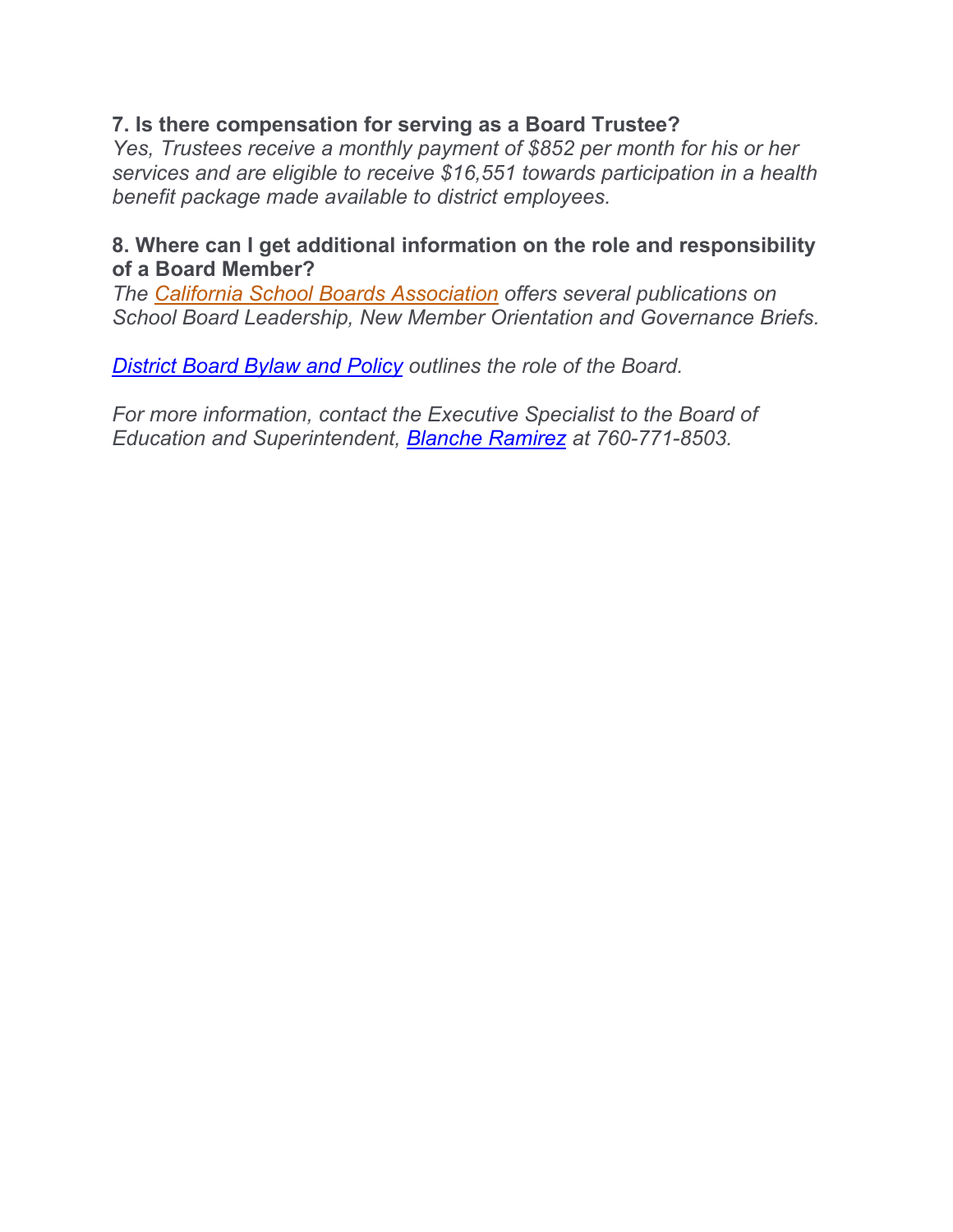**7. Is there compensation for serving as a Board Trustee?**

*Yes, Trustees receive a monthly payment of $852 per month for his or her services and are eligible to receive $16,551 towards participation in a health benefit package made available to district employees.*

**8. Where can I get additional information on the role and responsibility of a Board Member?**

*The California School Boards Association offers several publications on School Board Leadership, New Member Orientation and Governance Briefs.*

*District Board Bylaw and Policy outlines the role of the Board.*

*For more information, contact the Executive Specialist to the Board of Education and Superintendent, Blanche Ramirez at 760-771-8503.*